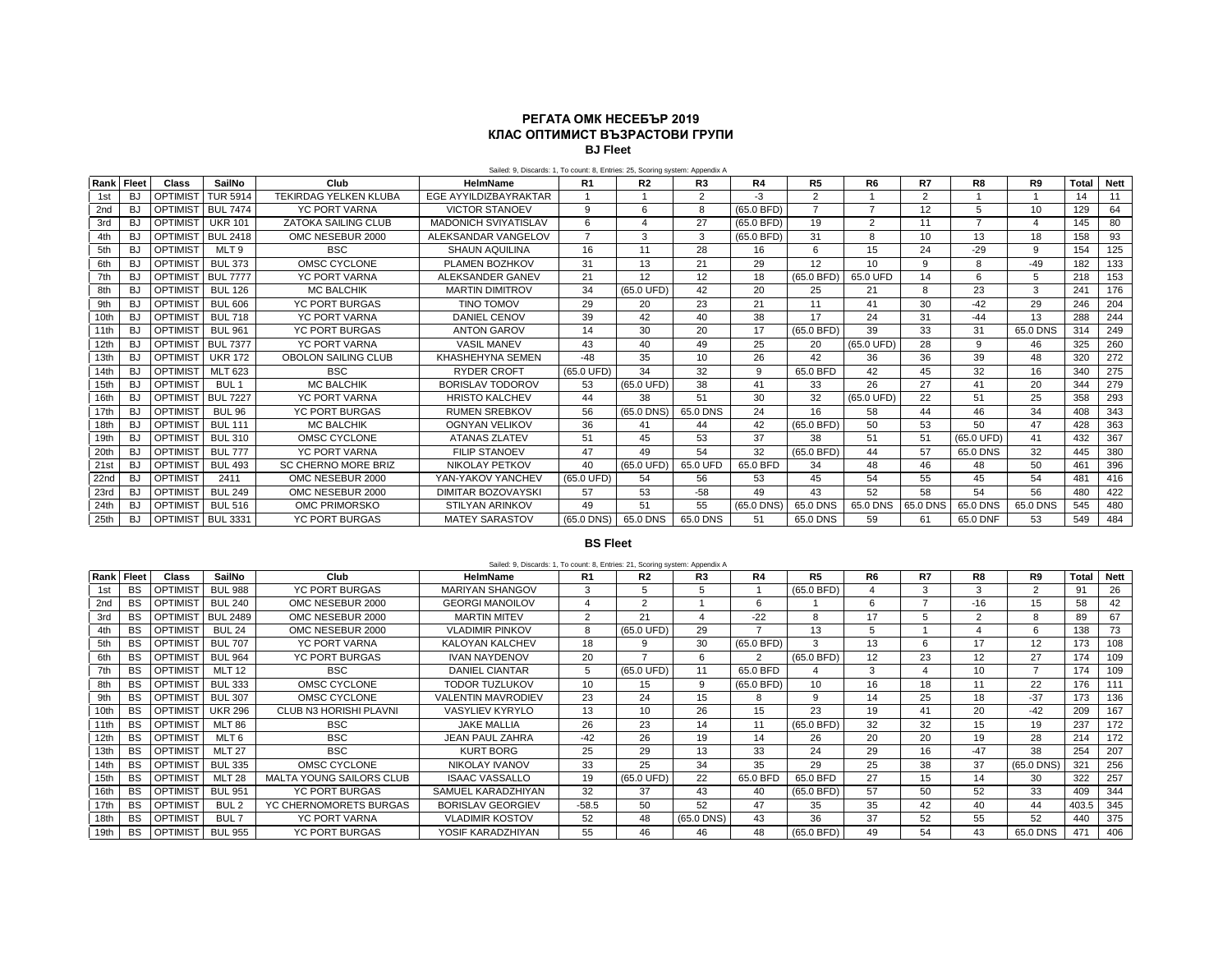# РЕГАТА ОМК НЕСЕБЪР 2019
## КЛАС ОПТИМИСТ ВЪЗРАСТОВИ ГРУПИ
### BJ Fleet

Sailed: 9, Discards: 1, To count: 8, Entries: 25, Scoring system: Appendix A

| Rank | Fleet | Class | SailNo | Club | HelmName | R1 | R2 | R3 | R4 | R5 | R6 | R7 | R8 | R9 | Total | Nett |
|---|---|---|---|---|---|---|---|---|---|---|---|---|---|---|---|---|
| 1st | BJ | OPTIMIST | TUR 5914 | TEKIRDAG YELKEN KLUBA | EGE AYYILDIZBAYRAKTAR | 1 | 1 | 2 | -3 | 2 | 1 | 2 | 1 | 1 | 14 | 11 |
| 2nd | BJ | OPTIMIST | BUL 7474 | YC PORT VARNA | VICTOR STANOEV | 9 | 6 | 8 | (65.0 BFD) | 7 | 7 | 12 | 5 | 10 | 129 | 64 |
| 3rd | BJ | OPTIMIST | UKR 101 | ZATOKA SAILING CLUB | MADONICH SVIYATISLAV | 6 | 4 | 27 | (65.0 BFD) | 19 | 2 | 11 | 7 | 4 | 145 | 80 |
| 4th | BJ | OPTIMIST | BUL 2418 | OMC NESEBUR 2000 | ALEKSANDAR VANGELOV | 7 | 3 | 3 | (65.0 BFD) | 31 | 8 | 10 | 13 | 18 | 158 | 93 |
| 5th | BJ | OPTIMIST | MLT 9 | BSC | SHAUN AQUILINA | 16 | 11 | 28 | 16 | 6 | 15 | 24 | -29 | 9 | 154 | 125 |
| 6th | BJ | OPTIMIST | BUL 373 | OMSC CYCLONE | PLAMEN BOZHKOV | 31 | 13 | 21 | 29 | 12 | 10 | 9 | 8 | -49 | 182 | 133 |
| 7th | BJ | OPTIMIST | BUL 7777 | YC PORT VARNA | ALEKSANDER GANEV | 21 | 12 | 12 | 18 | (65.0 BFD) | 65.0 UFD | 14 | 6 | 5 | 218 | 153 |
| 8th | BJ | OPTIMIST | BUL 126 | MC BALCHIK | MARTIN DIMITROV | 34 | (65.0 UFD) | 42 | 20 | 25 | 21 | 8 | 23 | 3 | 241 | 176 |
| 9th | BJ | OPTIMIST | BUL 606 | YC PORT BURGAS | TINO TOMOV | 29 | 20 | 23 | 21 | 11 | 41 | 30 | -42 | 29 | 246 | 204 |
| 10th | BJ | OPTIMIST | BUL 718 | YC PORT VARNA | DANIEL CENOV | 39 | 42 | 40 | 38 | 17 | 24 | 31 | -44 | 13 | 288 | 244 |
| 11th | BJ | OPTIMIST | BUL 961 | YC PORT BURGAS | ANTON GAROV | 14 | 30 | 20 | 17 | (65.0 BFD) | 39 | 33 | 31 | 65.0 DNS | 314 | 249 |
| 12th | BJ | OPTIMIST | BUL 7377 | YC PORT VARNA | VASIL MANEV | 43 | 40 | 49 | 25 | 20 | (65.0 UFD) | 28 | 9 | 46 | 325 | 260 |
| 13th | BJ | OPTIMIST | UKR 172 | OBOLON SAILING CLUB | KHASHEHYNA SEMEN | -48 | 35 | 10 | 26 | 42 | 36 | 36 | 39 | 48 | 320 | 272 |
| 14th | BJ | OPTIMIST | MLT 623 | BSC | RYDER CROFT | (65.0 UFD) | 34 | 32 | 9 | 65.0 BFD | 42 | 45 | 32 | 16 | 340 | 275 |
| 15th | BJ | OPTIMIST | BUL 1 | MC BALCHIK | BORISLAV TODOROV | 53 | (65.0 UFD) | 38 | 41 | 33 | 26 | 27 | 41 | 20 | 344 | 279 |
| 16th | BJ | OPTIMIST | BUL 7227 | YC PORT VARNA | HRISTO KALCHEV | 44 | 38 | 51 | 30 | 32 | (65.0 UFD) | 22 | 51 | 25 | 358 | 293 |
| 17th | BJ | OPTIMIST | BUL 96 | YC PORT BURGAS | RUMEN SREBKOV | 56 | (65.0 DNS) | 65.0 DNS | 24 | 16 | 58 | 44 | 46 | 34 | 408 | 343 |
| 18th | BJ | OPTIMIST | BUL 111 | MC BALCHIK | OGNYAN VELIKOV | 36 | 41 | 44 | 42 | (65.0 BFD) | 50 | 53 | 50 | 47 | 428 | 363 |
| 19th | BJ | OPTIMIST | BUL 310 | OMSC CYCLONE | ATANAS ZLATEV | 51 | 45 | 53 | 37 | 38 | 51 | 51 | (65.0 UFD) | 41 | 432 | 367 |
| 20th | BJ | OPTIMIST | BUL 777 | YC PORT VARNA | FILIP STANOEV | 47 | 49 | 54 | 32 | (65.0 BFD) | 44 | 57 | 65.0 DNS | 32 | 445 | 380 |
| 21st | BJ | OPTIMIST | BUL 493 | SC CHERNO MORE BRIZ | NIKOLAY PETKOV | 40 | (65.0 UFD) | 65.0 UFD | 65.0 BFD | 34 | 48 | 46 | 48 | 50 | 461 | 396 |
| 22nd | BJ | OPTIMIST | 2411 | OMC NESEBUR 2000 | YAN-YAKOV YANCHEV | (65.0 UFD) | 54 | 56 | 53 | 45 | 54 | 55 | 45 | 54 | 481 | 416 |
| 23rd | BJ | OPTIMIST | BUL 249 | OMC NESEBUR 2000 | DIMITAR BOZOVAYSKI | 57 | 53 | -58 | 49 | 43 | 52 | 58 | 54 | 56 | 480 | 422 |
| 24th | BJ | OPTIMIST | BUL 516 | OMC PRIMORSKO | STILYAN ARINKOV | 49 | 51 | 55 | (65.0 DNS) | 65.0 DNS | 65.0 DNS | 65.0 DNS | 65.0 DNS | 65.0 DNS | 545 | 480 |
| 25th | BJ | OPTIMIST | BUL 3331 | YC PORT BURGAS | MATEY SARASTOV | (65.0 DNS) | 65.0 DNS | 65.0 DNS | 51 | 65.0 DNS | 59 | 61 | 65.0 DNF | 53 | 549 | 484 |

### BS Fleet

Sailed: 9, Discards: 1, To count: 8, Entries: 21, Scoring system: Appendix A

| Rank | Fleet | Class | SailNo | Club | HelmName | R1 | R2 | R3 | R4 | R5 | R6 | R7 | R8 | R9 | Total | Nett |
|---|---|---|---|---|---|---|---|---|---|---|---|---|---|---|---|---|
| 1st | BS | OPTIMIST | BUL 988 | YC PORT BURGAS | MARIYAN SHANGOV | 3 | 5 | 5 | 1 | (65.0 BFD) | 4 | 3 | 3 | 2 | 91 | 26 |
| 2nd | BS | OPTIMIST | BUL 240 | OMC NESEBUR 2000 | GEORGI MANOILOV | 4 | 2 | 1 | 6 | 1 | 6 | 7 | -16 | 15 | 58 | 42 |
| 3rd | BS | OPTIMIST | BUL 2489 | OMC NESEBUR 2000 | MARTIN MITEV | 2 | 21 | 4 | -22 | 8 | 17 | 5 | 2 | 8 | 89 | 67 |
| 4th | BS | OPTIMIST | BUL 24 | OMC NESEBUR 2000 | VLADIMIR PINKOV | 8 | (65.0 UFD) | 29 | 7 | 13 | 5 | 1 | 4 | 6 | 138 | 73 |
| 5th | BS | OPTIMIST | BUL 707 | YC PORT VARNA | KALOYAN KALCHEV | 18 | 9 | 30 | (65.0 BFD) | 3 | 13 | 6 | 17 | 12 | 173 | 108 |
| 6th | BS | OPTIMIST | BUL 964 | YC PORT BURGAS | IVAN NAYDENOV | 20 | 7 | 6 | 2 | (65.0 BFD) | 12 | 23 | 12 | 27 | 174 | 109 |
| 7th | BS | OPTIMIST | MLT 12 | BSC | DANIEL CIANTAR | 5 | (65.0 UFD) | 11 | 65.0 BFD | 4 | 3 | 4 | 10 | 7 | 174 | 109 |
| 8th | BS | OPTIMIST | BUL 333 | OMSC CYCLONE | TODOR TUZLUKOV | 10 | 15 | 9 | (65.0 BFD) | 10 | 16 | 18 | 11 | 22 | 176 | 111 |
| 9th | BS | OPTIMIST | BUL 307 | OMSC CYCLONE | VALENTIN MAVRODIEV | 23 | 24 | 15 | 8 | 9 | 14 | 25 | 18 | -37 | 173 | 136 |
| 10th | BS | OPTIMIST | UKR 296 | CLUB N3 HORISHI PLAVNI | VASYLIEV KYRYLO | 13 | 10 | 26 | 15 | 23 | 19 | 41 | 20 | -42 | 209 | 167 |
| 11th | BS | OPTIMIST | MLT 86 | BSC | JAKE MALLIA | 26 | 23 | 14 | 11 | (65.0 BFD) | 32 | 32 | 15 | 19 | 237 | 172 |
| 12th | BS | OPTIMIST | MLT 6 | BSC | JEAN PAUL ZAHRA | -42 | 26 | 19 | 14 | 26 | 20 | 20 | 19 | 28 | 214 | 172 |
| 13th | BS | OPTIMIST | MLT 27 | BSC | KURT BORG | 25 | 29 | 13 | 33 | 24 | 29 | 16 | -47 | 38 | 254 | 207 |
| 14th | BS | OPTIMIST | BUL 335 | OMSC CYCLONE | NIKOLAY IVANOV | 33 | 25 | 34 | 35 | 29 | 25 | 38 | 37 | (65.0 DNS) | 321 | 256 |
| 15th | BS | OPTIMIST | MLT 28 | MALTA YOUNG SAILORS CLUB | ISAAC VASSALLO | 19 | (65.0 UFD) | 22 | 65.0 BFD | 65.0 BFD | 27 | 15 | 14 | 30 | 322 | 257 |
| 16th | BS | OPTIMIST | BUL 951 | YC PORT BURGAS | SAMUEL KARADZHIYAN | 32 | 37 | 43 | 40 | (65.0 BFD) | 57 | 50 | 52 | 33 | 409 | 344 |
| 17th | BS | OPTIMIST | BUL 2 | YC CHERNOMORETS BURGAS | BORISLAV GEORGIEV | -58.5 | 50 | 52 | 47 | 35 | 35 | 42 | 40 | 44 | 403.5 | 345 |
| 18th | BS | OPTIMIST | BUL 7 | YC PORT VARNA | VLADIMIR KOSTOV | 52 | 48 | (65.0 DNS) | 43 | 36 | 37 | 52 | 55 | 52 | 440 | 375 |
| 19th | BS | OPTIMIST | BUL 955 | YC PORT BURGAS | YOSIF KARADZHIYAN | 55 | 46 | 46 | 48 | (65.0 BFD) | 49 | 54 | 43 | 65.0 DNS | 471 | 406 |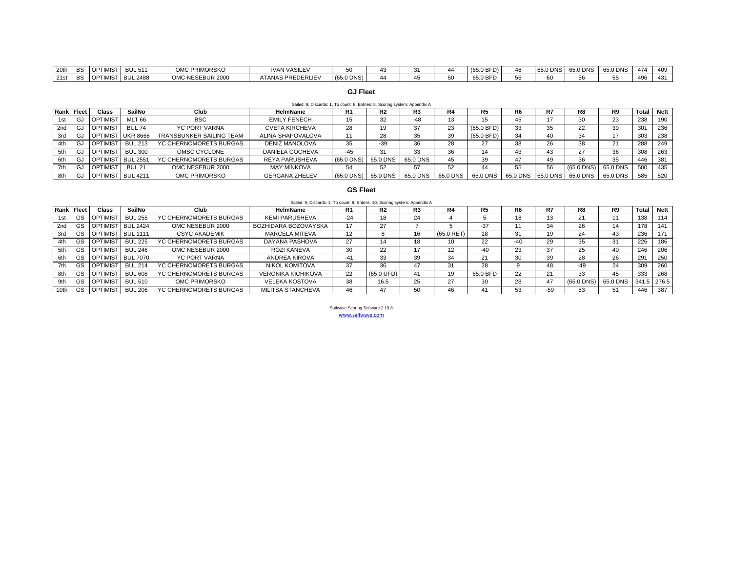| | | | | | | | | | | | | | | | | | |
|---|---|---|---|---|---|---|---|---|---|---|---|---|---|---|---|---|---|
| 20th | BS | OPTIMIST | BUL 511 | OMC PRIMORSKO | IVAN VASILEV | 50 | 43 | 31 | 44 | (65.0 BFD) | 46 | 65.0 DNS | 65.0 DNS | 65.0 DNS | 474 | 409 |
| 21st | BS | OPTIMIST | BUL 2488 | OMC NESEBUR 2000 | ATANAS PREDERLIEV | (65.0 DNS) | 44 | 45 | 50 | 65.0 BFD | 56 | 60 | 56 | 55 | 496 | 431 |

## GJ Fleet

Sailed: 9, Discards: 1, To count: 8, Entries: 8, Scoring system: Appendix A

| Rank | Fleet | Class | SailNo | Club | HelmName | R1 | R2 | R3 | R4 | R5 | R6 | R7 | R8 | R9 | Total | Nett |
|---|---|---|---|---|---|---|---|---|---|---|---|---|---|---|---|---|
| 1st | GJ | OPTIMIST | MLT 66 | BSC | EMILY FENECH | 15 | 32 | -48 | 13 | 15 | 45 | 17 | 30 | 23 | 238 | 190 |
| 2nd | GJ | OPTIMIST | BUL 74 | YC PORT VARNA | CVETA KIRCHEVA | 28 | 19 | 37 | 23 | (65.0 BFD) | 33 | 35 | 22 | 39 | 301 | 236 |
| 3rd | GJ | OPTIMIST | UKR 8668 | TRANSBUNKER SAILING TEAM | ALINA SHAPOVALOVA | 11 | 28 | 35 | 39 | (65.0 BFD) | 34 | 40 | 34 | 17 | 303 | 238 |
| 4th | GJ | OPTIMIST | BUL 213 | YC CHERNOMORETS BURGAS | DENIZ MANOLOVA | 35 | -39 | 36 | 28 | 27 | 38 | 26 | 38 | 21 | 288 | 249 |
| 5th | GJ | OPTIMIST | BUL 300 | OMSC CYCLONE | DANIELA GOCHEVA | -45 | 31 | 33 | 36 | 14 | 43 | 43 | 27 | 36 | 308 | 263 |
| 6th | GJ | OPTIMIST | BUL 2551 | YC CHERNOMORETS BURGAS | REYA PARUSHEVA | (65.0 DNS) | 65.0 DNS | 65.0 DNS | 45 | 39 | 47 | 49 | 36 | 35 | 446 | 381 |
| 7th | GJ | OPTIMIST | BUL 21 | OMC NESEBUR 2000 | MAY MINKOVA | 54 | 52 | 57 | 52 | 44 | 55 | 56 | (65.0 DNS) | 65.0 DNS | 500 | 435 |
| 8th | GJ | OPTIMIST | BUL 4211 | OMC PRIMORSKO | GERGANA ZHELEV | (65.0 DNS) | 65.0 DNS | 65.0 DNS | 65.0 DNS | 65.0 DNS | 65.0 DNS | 65.0 DNS | 65.0 DNS | 65.0 DNS | 585 | 520 |

## GS Fleet

Sailed: 9, Discards: 1, To count: 8, Entries: 10, Scoring system: Appendix A

| Rank | Fleet | Class | SailNo | Club | HelmName | R1 | R2 | R3 | R4 | R5 | R6 | R7 | R8 | R9 | Total | Nett |
|---|---|---|---|---|---|---|---|---|---|---|---|---|---|---|---|---|
| 1st | GS | OPTIMIST | BUL 255 | YC CHERNOMORETS BURGAS | KEMI PARUSHEVA | -24 | 18 | 24 | 4 | 5 | 18 | 13 | 21 | 11 | 138 | 114 |
| 2nd | GS | OPTIMIST | BUL 2424 | OMC NESEBUR 2000 | BOZHIDARA BOZOVAYSKA | 17 | 27 | 7 | 5 | -37 | 11 | 34 | 26 | 14 | 178 | 141 |
| 3rd | GS | OPTIMIST | BUL 1111 | CSYC AKADEMIK | MARCELA MITEVA | 12 | 8 | 16 | (65.0 RET) | 18 | 31 | 19 | 24 | 43 | 236 | 171 |
| 4th | GS | OPTIMIST | BUL 225 | YC CHERNOMORETS BURGAS | DAYANA PASHOVA | 27 | 14 | 18 | 10 | 22 | -40 | 29 | 35 | 31 | 226 | 186 |
| 5th | GS | OPTIMIST | BUL 246 | OMC NESEBUR 2000 | ROZI KANEVA | 30 | 22 | 17 | 12 | -40 | 23 | 37 | 25 | 40 | 246 | 206 |
| 6th | GS | OPTIMIST | BUL 7070 | YC PORT VARNA | ANDREA KIROVA | -41 | 33 | 39 | 34 | 21 | 30 | 39 | 28 | 26 | 291 | 250 |
| 7th | GS | OPTIMIST | BUL 214 | YC CHERNOMORETS BURGAS | NIKOL KOMITOVA | 37 | 36 | 47 | 31 | 28 | 9 | 48 | -49 | 24 | 309 | 260 |
| 8th | GS | OPTIMIST | BUL 608 | YC CHERNOMORETS BURGAS | VERONIKA KICHIKOVA | 22 | (65.0 UFD) | 41 | 19 | 65.0 BFD | 22 | 21 | 33 | 45 | 333 | 268 |
| 9th | GS | OPTIMIST | BUL 510 | OMC PRIMORSKO | VELEKA KOSTOVA | 38 | 16.5 | 25 | 27 | 30 | 28 | 47 | (65.0 DNS) | 65.0 DNS | 341.5 | 276.5 |
| 10th | GS | OPTIMIST | BUL 206 | YC CHERNOMORETS BURGAS | MILITSA STANCHEVA | 46 | 47 | 50 | 46 | 41 | 53 | -59 | 53 | 51 | 446 | 387 |

Sailwave Scoring Software 2.19.8
www.sailwave.com